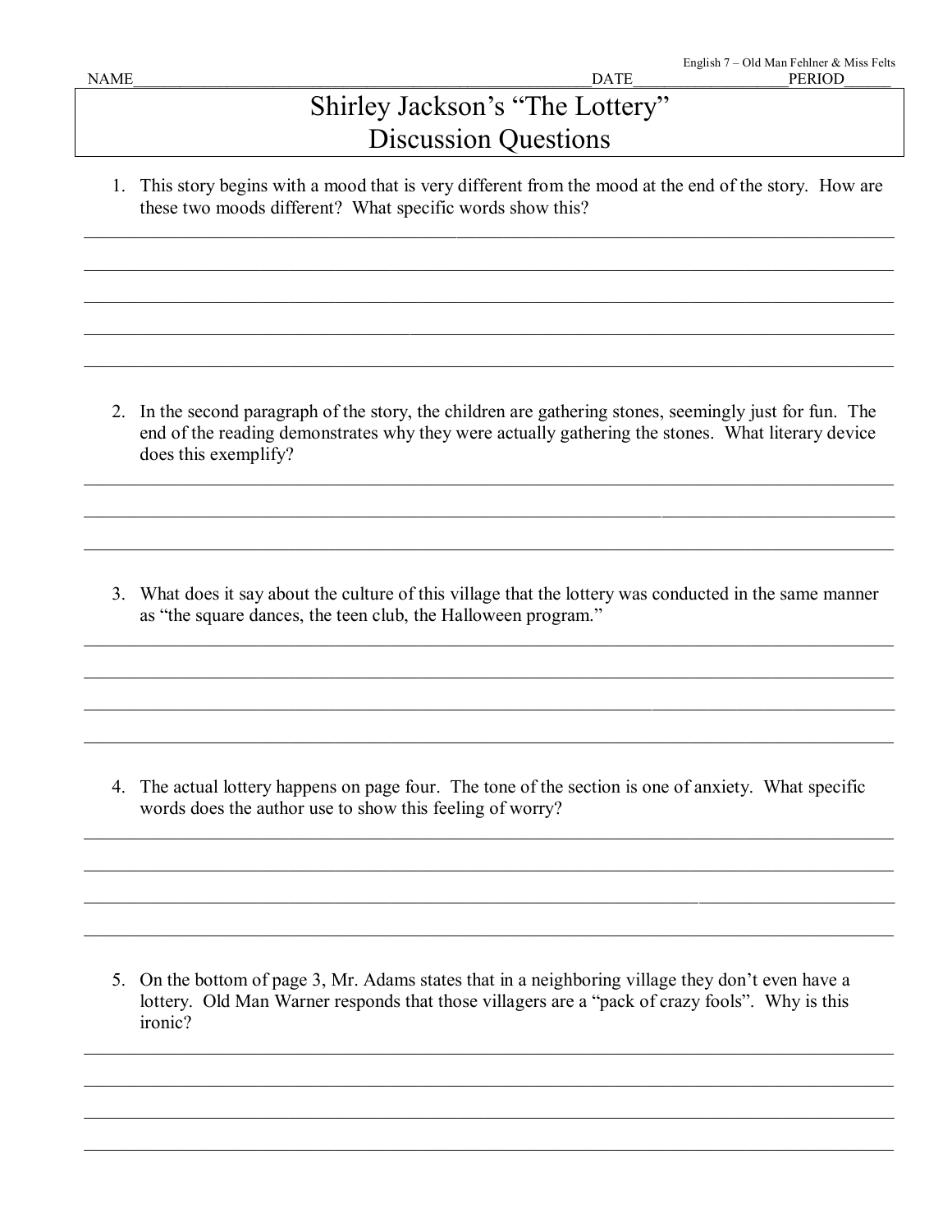English 7 – Old Man Fehlner & Miss Felts

NAME_______________________________________________DATE__________________PERIOD______

# Shirley Jackson's "The Lottery"
# Discussion Questions

1. This story begins with a mood that is very different from the mood at the end of the story. How are these two moods different? What specific words show this?

_______________________________________________________________________________

_______________________________________________________________________________

_______________________________________________________________________________

_______________________________________________________________________________

_______________________________________________________________________________

2. In the second paragraph of the story, the children are gathering stones, seemingly just for fun. The end of the reading demonstrates why they were actually gathering the stones. What literary device does this exemplify?

_______________________________________________________________________________

_______________________________________________________________________________

_______________________________________________________________________________

3. What does it say about the culture of this village that the lottery was conducted in the same manner as "the square dances, the teen club, the Halloween program."

_______________________________________________________________________________

_______________________________________________________________________________

_______________________________________________________________________________

_______________________________________________________________________________

4. The actual lottery happens on page four. The tone of the section is one of anxiety. What specific words does the author use to show this feeling of worry?

_______________________________________________________________________________

_______________________________________________________________________________

_______________________________________________________________________________

_______________________________________________________________________________

5. On the bottom of page 3, Mr. Adams states that in a neighboring village they don't even have a lottery. Old Man Warner responds that those villagers are a "pack of crazy fools". Why is this ironic?

_______________________________________________________________________________

_______________________________________________________________________________

_______________________________________________________________________________

_______________________________________________________________________________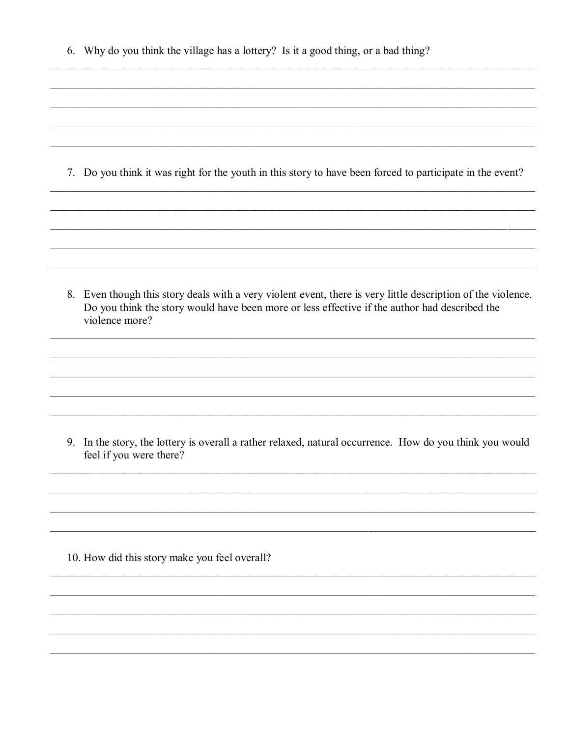6. Why do you think the village has a lottery? Is it a good thing, or a bad thing?

_______________________________________________________________________________

_______________________________________________________________________________

_______________________________________________________________________________

_______________________________________________________________________________

_______________________________________________________________________________

7. Do you think it was right for the youth in this story to have been forced to participate in the event?

_______________________________________________________________________________

_______________________________________________________________________________

_______________________________________________________________________________

_______________________________________________________________________________

_______________________________________________________________________________

8. Even though this story deals with a very violent event, there is very little description of the violence. Do you think the story would have been more or less effective if the author had described the violence more?

_______________________________________________________________________________

_______________________________________________________________________________

_______________________________________________________________________________

_______________________________________________________________________________

_______________________________________________________________________________

9. In the story, the lottery is overall a rather relaxed, natural occurrence. How do you think you would feel if you were there?

_______________________________________________________________________________

_______________________________________________________________________________

_______________________________________________________________________________

_______________________________________________________________________________

10. How did this story make you feel overall?

_______________________________________________________________________________

_______________________________________________________________________________

_______________________________________________________________________________

_______________________________________________________________________________

_______________________________________________________________________________